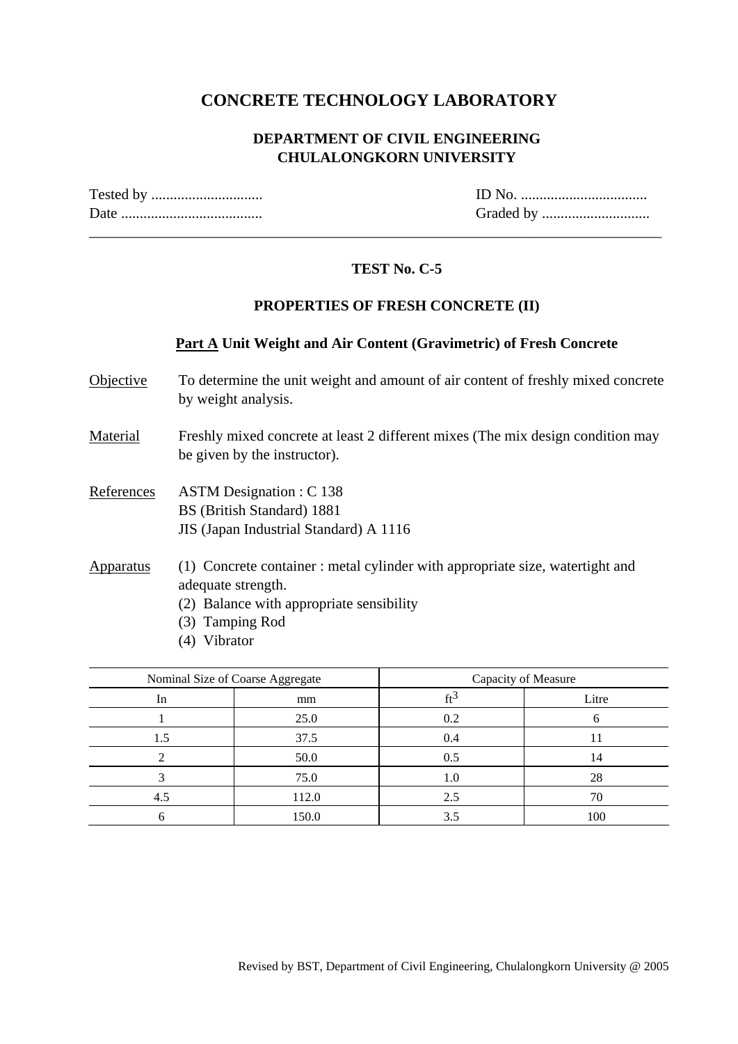# CONCRETE TECHNOLOGY LABORATORY

## DEPARTMENT OF CIVIL ENGINEERING
## CHULALONGKORN UNIVERSITY

Tested by ..............................                                        ID No. ..................................
Date ......................................                                        Graded by .............................

---

### TEST No. C-5

### PROPERTIES OF FRESH CONCRETE (II)

### Part A Unit Weight and Air Content (Gravimetric) of Fresh Concrete

Objective — To determine the unit weight and amount of air content of freshly mixed concrete by weight analysis.

Material — Freshly mixed concrete at least 2 different mixes (The mix design condition may be given by the instructor).

References — ASTM Designation : C 138
BS (British Standard) 1881
JIS (Japan Industrial Standard) A 1116

Apparatus — (1) Concrete container : metal cylinder with appropriate size, watertight and adequate strength.
(2) Balance with appropriate sensibility
(3) Tamping Rod
(4) Vibrator

| Nominal Size of Coarse Aggregate | | Capacity of Measure | |
|---|---|---|---|
| In | mm | $ft^3$ | Litre |
| 1 | 25.0 | 0.2 | 6 |
| 1.5 | 37.5 | 0.4 | 11 |
| 2 | 50.0 | 0.5 | 14 |
| 3 | 75.0 | 1.0 | 28 |
| 4.5 | 112.0 | 2.5 | 70 |
| 6 | 150.0 | 3.5 | 100 |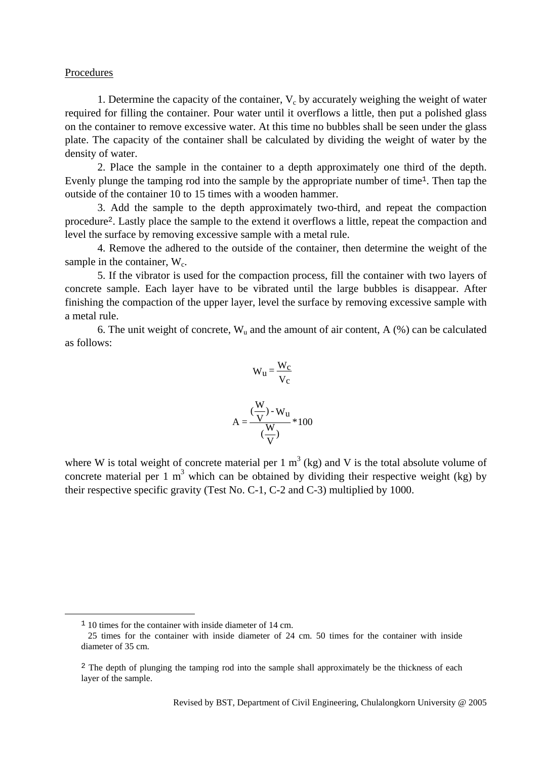Procedures

1. Determine the capacity of the container, $V_c$ by accurately weighing the weight of water required for filling the container. Pour water until it overflows a little, then put a polished glass on the container to remove excessive water. At this time no bubbles shall be seen under the glass plate. The capacity of the container shall be calculated by dividing the weight of water by the density of water.

2. Place the sample in the container to a depth approximately one third of the depth. Evenly plunge the tamping rod into the sample by the appropriate number of time[1]. Then tap the outside of the container 10 to 15 times with a wooden hammer.

3. Add the sample to the depth approximately two-third, and repeat the compaction procedure[2]. Lastly place the sample to the extend it overflows a little, repeat the compaction and level the surface by removing excessive sample with a metal rule.

4. Remove the adhered to the outside of the container, then determine the weight of the sample in the container, $W_c$.

5. If the vibrator is used for the compaction process, fill the container with two layers of concrete sample. Each layer have to be vibrated until the large bubbles is disappear. After finishing the compaction of the upper layer, level the surface by removing excessive sample with a metal rule.

6. The unit weight of concrete, $W_u$ and the amount of air content, A (%) can be calculated as follows:

$$W_u = \frac{W_c}{V_c}$$

$$A = \frac{\left(\frac{W}{V}\right) - W_u}{\left(\frac{W}{V}\right)} * 100$$

where W is total weight of concrete material per 1 $m^3$ (kg) and V is the total absolute volume of concrete material per 1 $m^3$ which can be obtained by dividing their respective weight (kg) by their respective specific gravity (Test No. C-1, C-2 and C-3) multiplied by 1000.

---

[1] 10 times for the container with inside diameter of 14 cm.
25 times for the container with inside diameter of 24 cm. 50 times for the container with inside diameter of 35 cm.

[2] The depth of plunging the tamping rod into the sample shall approximately be the thickness of each layer of the sample.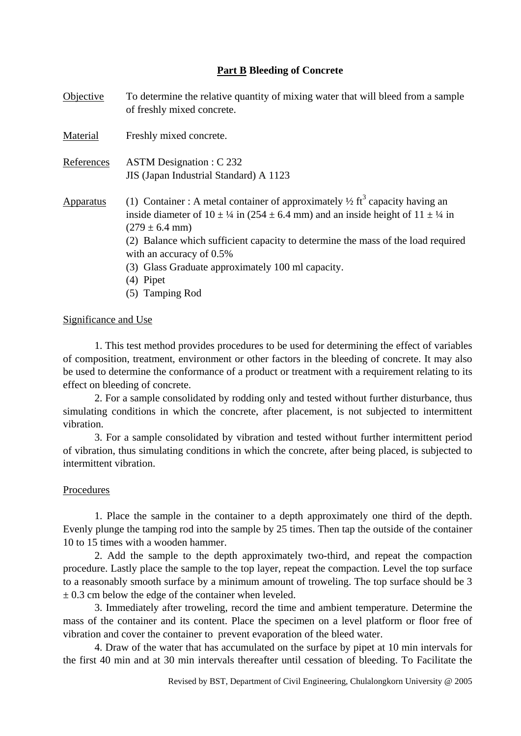## Part B Bleeding of Concrete

Objective: To determine the relative quantity of mixing water that will bleed from a sample of freshly mixed concrete.

Material: Freshly mixed concrete.

References: ASTM Designation : C 232
JIS (Japan Industrial Standard) A 1123

Apparatus:
(1) Container : A metal container of approximately ½ $ft^3$ capacity having an inside diameter of 10 ± ¼ in (254 ± 6.4 mm) and an inside height of 11 ± ¼ in (279 ± 6.4 mm)
(2) Balance which sufficient capacity to determine the mass of the load required with an accuracy of 0.5%
(3) Glass Graduate approximately 100 ml capacity.
(4) Pipet
(5) Tamping Rod

### Significance and Use

1. This test method provides procedures to be used for determining the effect of variables of composition, treatment, environment or other factors in the bleeding of concrete. It may also be used to determine the conformance of a product or treatment with a requirement relating to its effect on bleeding of concrete.

2. For a sample consolidated by rodding only and tested without further disturbance, thus simulating conditions in which the concrete, after placement, is not subjected to intermittent vibration.

3. For a sample consolidated by vibration and tested without further intermittent period of vibration, thus simulating conditions in which the concrete, after being placed, is subjected to intermittent vibration.

### Procedures

1. Place the sample in the container to a depth approximately one third of the depth. Evenly plunge the tamping rod into the sample by 25 times. Then tap the outside of the container 10 to 15 times with a wooden hammer.

2. Add the sample to the depth approximately two-third, and repeat the compaction procedure. Lastly place the sample to the top layer, repeat the compaction. Level the top surface to a reasonably smooth surface by a minimum amount of troweling. The top surface should be 3 ± 0.3 cm below the edge of the container when leveled.

3. Immediately after troweling, record the time and ambient temperature. Determine the mass of the container and its content. Place the specimen on a level platform or floor free of vibration and cover the container to prevent evaporation of the bleed water.

4. Draw of the water that has accumulated on the surface by pipet at 10 min intervals for the first 40 min and at 30 min intervals thereafter until cessation of bleeding. To Facilitate the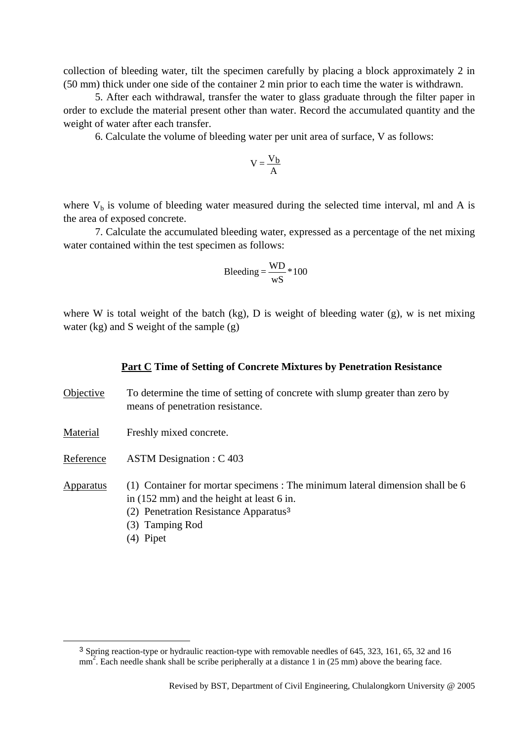collection of bleeding water, tilt the specimen carefully by placing a block approximately 2 in (50 mm) thick under one side of the container 2 min prior to each time the water is withdrawn.

5. After each withdrawal, transfer the water to glass graduate through the filter paper in order to exclude the material present other than water. Record the accumulated quantity and the weight of water after each transfer.

6. Calculate the volume of bleeding water per unit area of surface, V as follows:

$$V = \frac{V_b}{A}$$

where $V_b$ is volume of bleeding water measured during the selected time interval, ml and A is the area of exposed concrete.

7. Calculate the accumulated bleeding water, expressed as a percentage of the net mixing water contained within the test specimen as follows:

$$\text{Bleeding} = \frac{WD}{wS} * 100$$

where W is total weight of the batch (kg), D is weight of bleeding water (g), w is net mixing water (kg) and S weight of the sample (g)

## **<u>Part C</u> Time of Setting of Concrete Mixtures by Penetration Resistance**

<u>Objective</u> To determine the time of setting of concrete with slump greater than zero by means of penetration resistance.

<u>Material</u> Freshly mixed concrete.

<u>Reference</u> ASTM Designation : C 403

<u>Apparatus</u>
(1) Container for mortar specimens : The minimum lateral dimension shall be 6 in (152 mm) and the height at least 6 in.
(2) Penetration Resistance Apparatus[3]
(3) Tamping Rod
(4) Pipet

---

[3] Spring reaction-type or hydraulic reaction-type with removable needles of 645, 323, 161, 65, 32 and 16 $mm^2$. Each needle shank shall be scribe peripherally at a distance 1 in (25 mm) above the bearing face.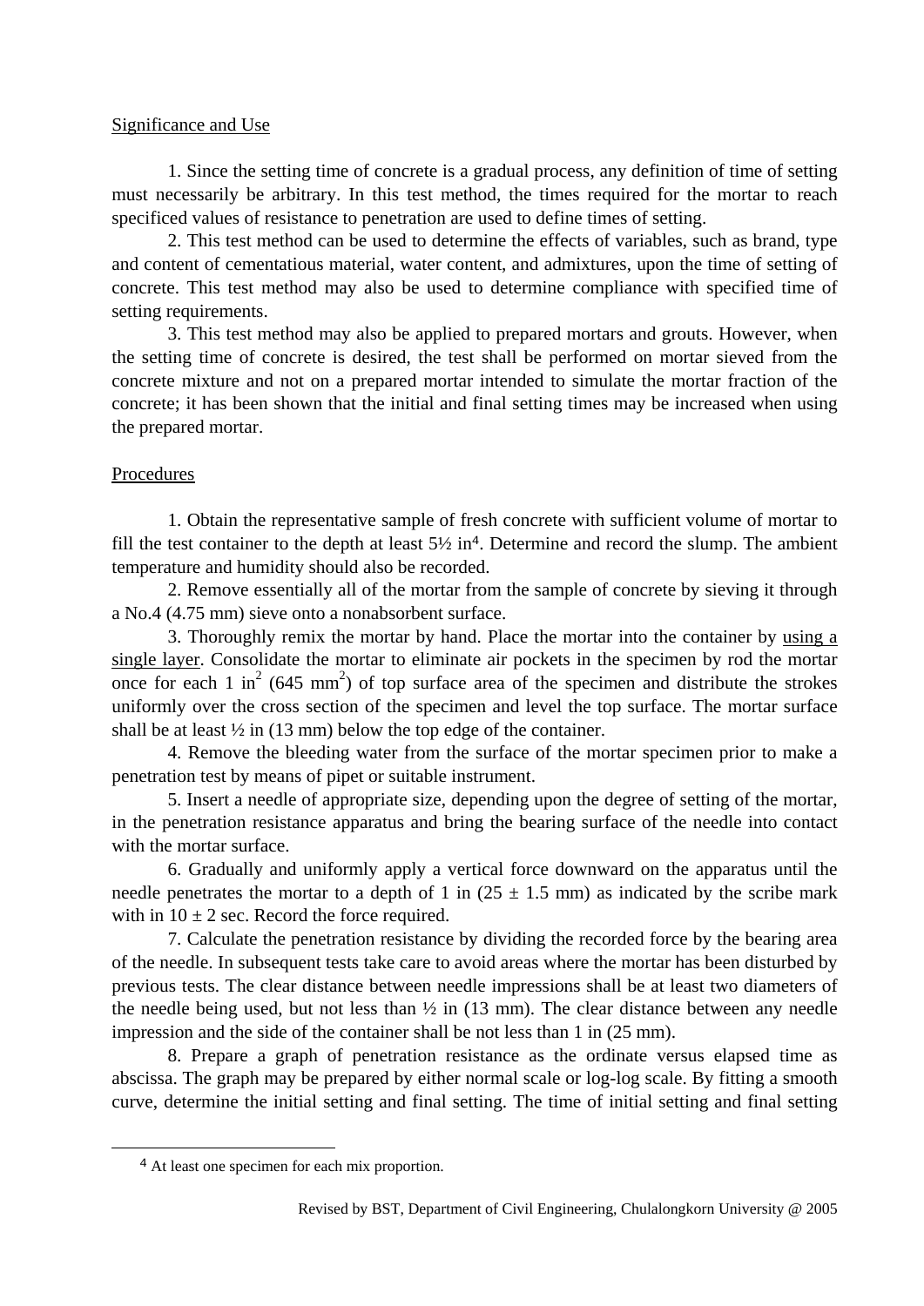Significance and Use

1. Since the setting time of concrete is a gradual process, any definition of time of setting must necessarily be arbitrary. In this test method, the times required for the mortar to reach specificed values of resistance to penetration are used to define times of setting.

2. This test method can be used to determine the effects of variables, such as brand, type and content of cementatious material, water content, and admixtures, upon the time of setting of concrete. This test method may also be used to determine compliance with specified time of setting requirements.

3. This test method may also be applied to prepared mortars and grouts. However, when the setting time of concrete is desired, the test shall be performed on mortar sieved from the concrete mixture and not on a prepared mortar intended to simulate the mortar fraction of the concrete; it has been shown that the initial and final setting times may be increased when using the prepared mortar.

Procedures

1. Obtain the representative sample of fresh concrete with sufficient volume of mortar to fill the test container to the depth at least 5½ in[4]. Determine and record the slump. The ambient temperature and humidity should also be recorded.

2. Remove essentially all of the mortar from the sample of concrete by sieving it through a No.4 (4.75 mm) sieve onto a nonabsorbent surface.

3. Thoroughly remix the mortar by hand. Place the mortar into the container by using a single layer. Consolidate the mortar to eliminate air pockets in the specimen by rod the mortar once for each 1 $in^2$ (645 $mm^2$) of top surface area of the specimen and distribute the strokes uniformly over the cross section of the specimen and level the top surface. The mortar surface shall be at least ½ in (13 mm) below the top edge of the container.

4. Remove the bleeding water from the surface of the mortar specimen prior to make a penetration test by means of pipet or suitable instrument.

5. Insert a needle of appropriate size, depending upon the degree of setting of the mortar, in the penetration resistance apparatus and bring the bearing surface of the needle into contact with the mortar surface.

6. Gradually and uniformly apply a vertical force downward on the apparatus until the needle penetrates the mortar to a depth of 1 in ($25 \pm 1.5$ mm) as indicated by the scribe mark with in $10 \pm 2$ sec. Record the force required.

7. Calculate the penetration resistance by dividing the recorded force by the bearing area of the needle. In subsequent tests take care to avoid areas where the mortar has been disturbed by previous tests. The clear distance between needle impressions shall be at least two diameters of the needle being used, but not less than ½ in (13 mm). The clear distance between any needle impression and the side of the container shall be not less than 1 in (25 mm).

8. Prepare a graph of penetration resistance as the ordinate versus elapsed time as abscissa. The graph may be prepared by either normal scale or log-log scale. By fitting a smooth curve, determine the initial setting and final setting. The time of initial setting and final setting

[4] At least one specimen for each mix proportion.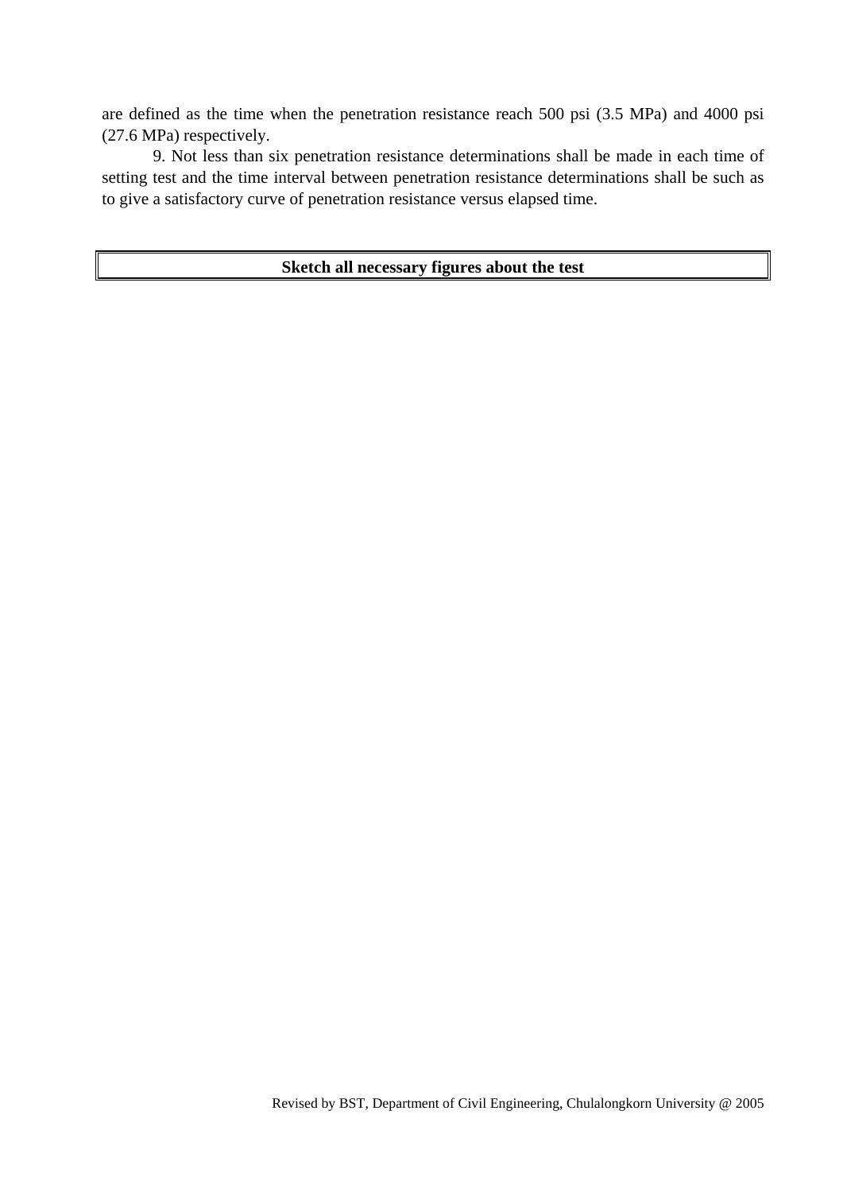are defined as the time when the penetration resistance reach 500 psi (3.5 MPa) and 4000 psi (27.6 MPa) respectively.

9. Not less than six penetration resistance determinations shall be made in each time of setting test and the time interval between penetration resistance determinations shall be such as to give a satisfactory curve of penetration resistance versus elapsed time.

| **Sketch all necessary figures about the test** |
| --- |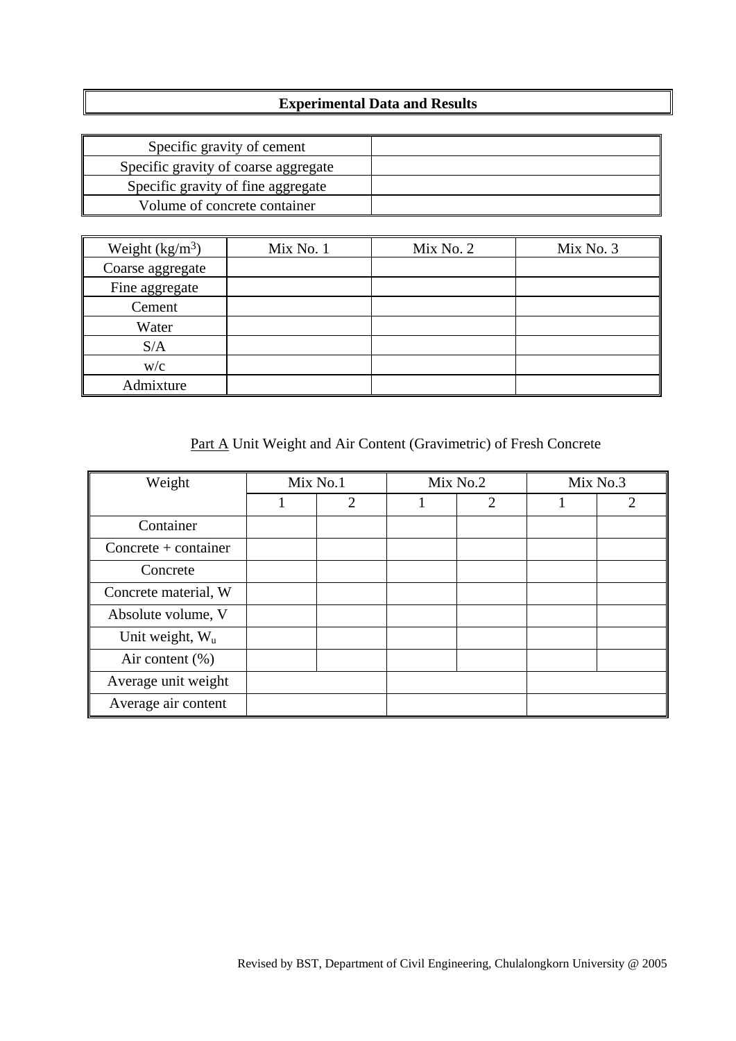## Experimental Data and Results

| Specific gravity of cement | |
|---|---|
| Specific gravity of coarse aggregate | |
| Specific gravity of fine aggregate | |
| Volume of concrete container | |

| Weight ($kg/m^3$) | Mix No. 1 | Mix No. 2 | Mix No. 3 |
|---|---|---|---|
| Coarse aggregate | | | |
| Fine aggregate | | | |
| Cement | | | |
| Water | | | |
| S/A | | | |
| w/c | | | |
| Admixture | | | |

Part A Unit Weight and Air Content (Gravimetric) of Fresh Concrete

| Weight | Mix No.1 | | Mix No.2 | | Mix No.3 | |
|---|---|---|---|---|---|---|
| | 1 | 2 | 1 | 2 | 1 | 2 |
| Container | | | | | | |
| Concrete + container | | | | | | |
| Concrete | | | | | | |
| Concrete material, W | | | | | | |
| Absolute volume, V | | | | | | |
| Unit weight, $W_u$ | | | | | | |
| Air content (%) | | | | | | |
| Average unit weight | | | | | | |
| Average air content | | | | | | |

Revised by BST, Department of Civil Engineering, Chulalongkorn University @ 2005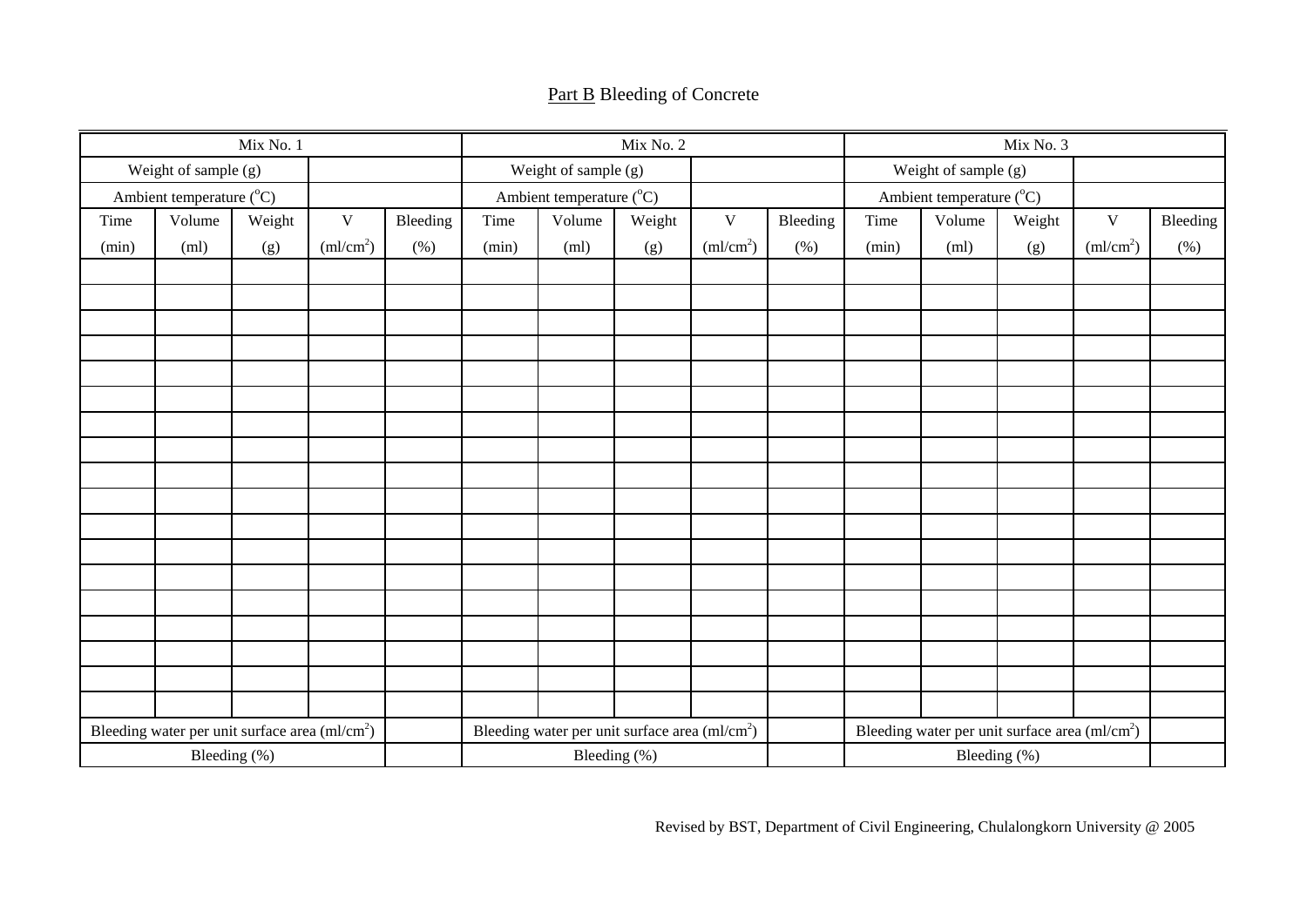## <u>Part B</u> Bleeding of Concrete

| Mix No. 1 | | | | | Mix No. 2 | | | | | Mix No. 3 | | | | |
|---|---|---|---|---|---|---|---|---|---|---|---|---|---|---|
| Weight of sample (g) | | | | | Weight of sample (g) | | | | | Weight of sample (g) | | | | |
| Ambient temperature ($^{o}$C) | | | | | Ambient temperature ($^{o}$C) | | | | | Ambient temperature ($^{o}$C) | | | | |
| Time (min) | Volume (ml) | Weight (g) | V (ml/cm$^2$) | Bleeding (%) | Time (min) | Volume (ml) | Weight (g) | V (ml/cm$^2$) | Bleeding (%) | Time (min) | Volume (ml) | Weight (g) | V (ml/cm$^2$) | Bleeding (%) |
| | | | | | | | | | | | | | | |
| | | | | | | | | | | | | | | |
| | | | | | | | | | | | | | | |
| | | | | | | | | | | | | | | |
| | | | | | | | | | | | | | | |
| | | | | | | | | | | | | | | |
| | | | | | | | | | | | | | | |
| | | | | | | | | | | | | | | |
| | | | | | | | | | | | | | | |
| | | | | | | | | | | | | | | |
| | | | | | | | | | | | | | | |
| | | | | | | | | | | | | | | |
| | | | | | | | | | | | | | | |
| | | | | | | | | | | | | | | |
| | | | | | | | | | | | | | | |
| | | | | | | | | | | | | | | |
| | | | | | | | | | | | | | | |
| | | | | | | | | | | | | | | |
| Bleeding water per unit surface area (ml/cm$^2$) | | | | | Bleeding water per unit surface area (ml/cm$^2$) | | | | | Bleeding water per unit surface area (ml/cm$^2$) | | | | |
| Bleeding (%) | | | | | Bleeding (%) | | | | | Bleeding (%) | | | | |

Revised by BST, Department of Civil Engineering, Chulalongkorn University @ 2005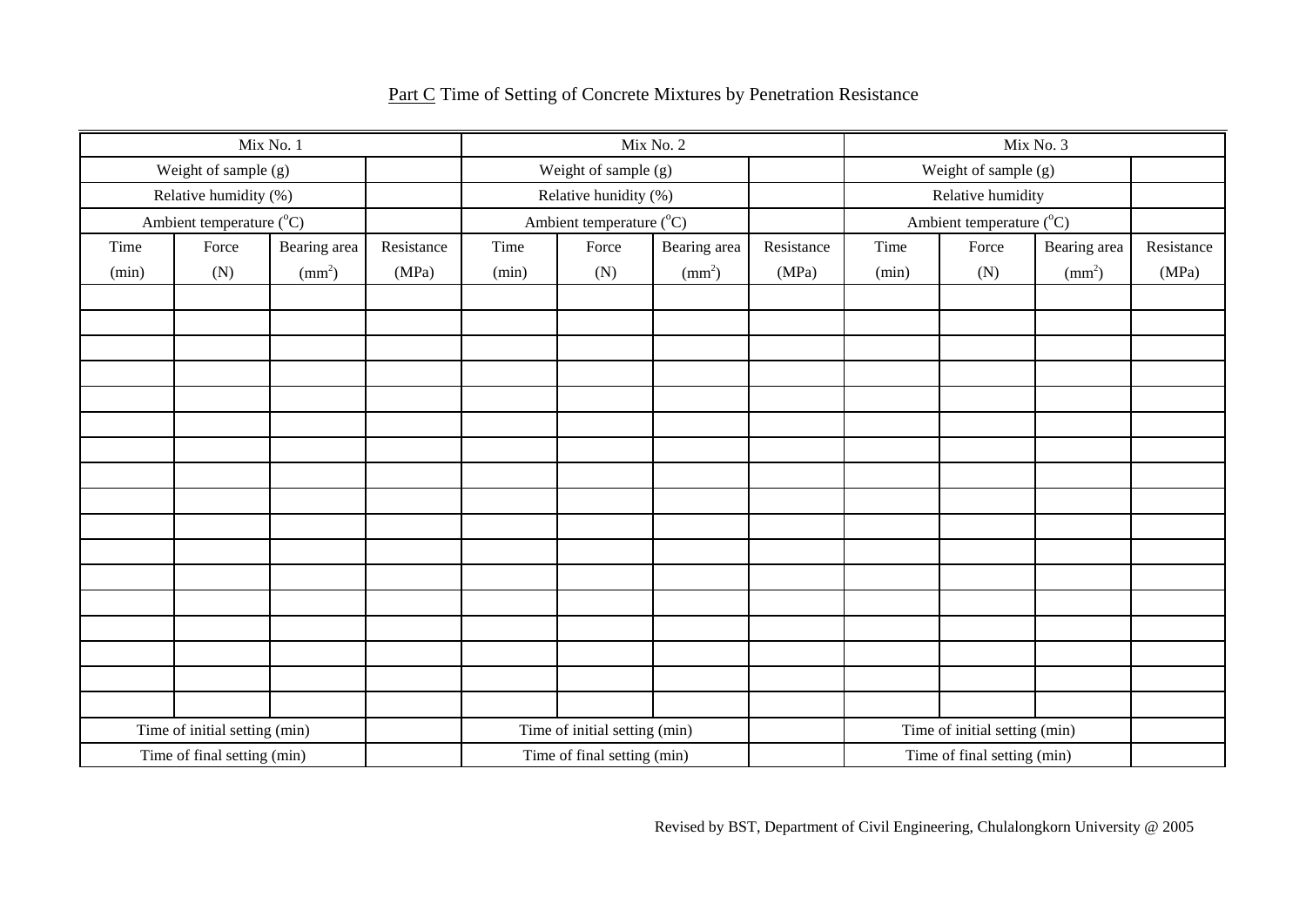Part C Time of Setting of Concrete Mixtures by Penetration Resistance

| Mix No. 1 | | | | Mix No. 2 | | | | Mix No. 3 | | | |
|---|---|---|---|---|---|---|---|---|---|---|---|
| Weight of sample (g) | | | | Weight of sample (g) | | | | Weight of sample (g) | | | |
| Relative humidity (%) | | | | Relative humidity (%) | | | | Relative humidity | | | |
| Ambient temperature ($^oC$) | | | | Ambient temperature ($^oC$) | | | | Ambient temperature ($^oC$) | | | |
| Time (min) | Force (N) | Bearing area ($mm^2$) | Resistance (MPa) | Time (min) | Force (N) | Bearing area ($mm^2$) | Resistance (MPa) | Time (min) | Force (N) | Bearing area ($mm^2$) | Resistance (MPa) |
| | | | | | | | | | | | |
| | | | | | | | | | | | |
| | | | | | | | | | | | |
| | | | | | | | | | | | |
| | | | | | | | | | | | |
| | | | | | | | | | | | |
| | | | | | | | | | | | |
| | | | | | | | | | | | |
| | | | | | | | | | | | |
| | | | | | | | | | | | |
| | | | | | | | | | | | |
| | | | | | | | | | | | |
| | | | | | | | | | | | |
| | | | | | | | | | | | |
| | | | | | | | | | | | |
| | | | | | | | | | | | |
| | | | | | | | | | | | |
| Time of initial setting (min) | | | | Time of initial setting (min) | | | | Time of initial setting (min) | | | |
| Time of final setting (min) | | | | Time of final setting (min) | | | | Time of final setting (min) | | | |

Revised by BST, Department of Civil Engineering, Chulalongkorn University @ 2005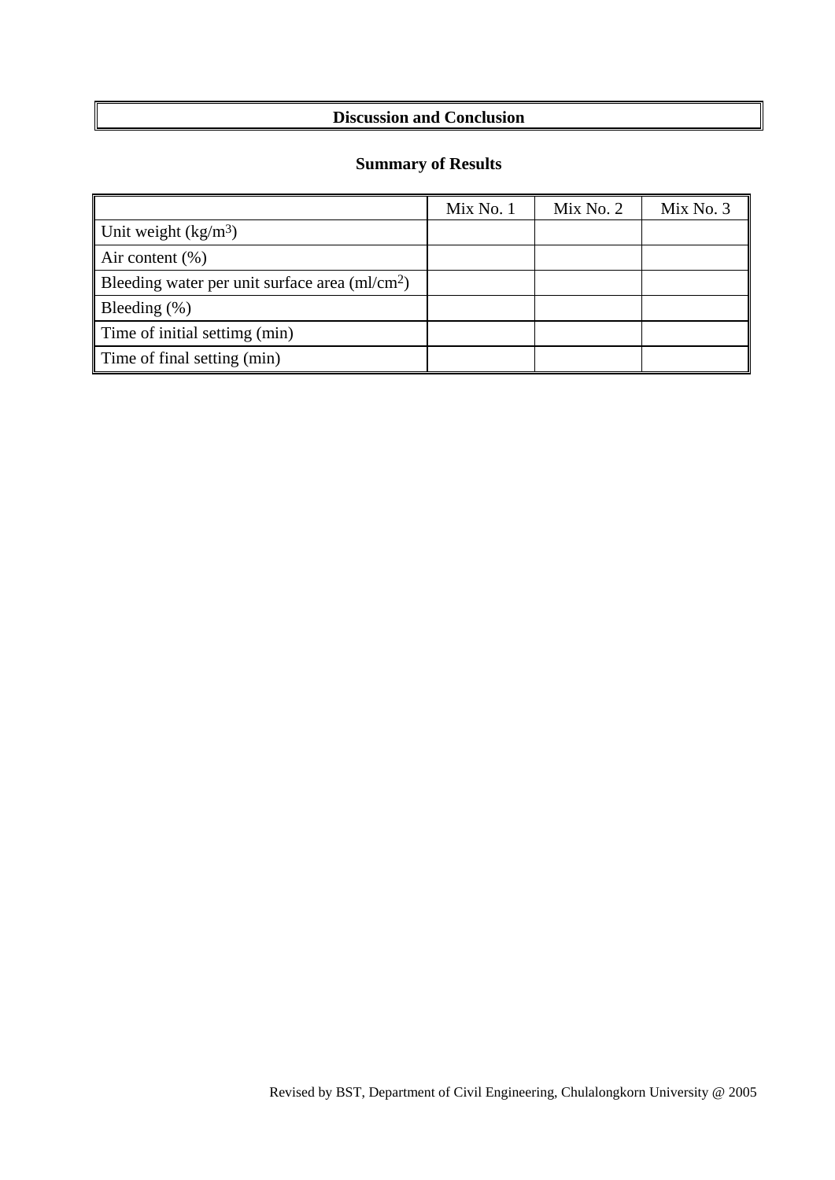## Discussion and Conclusion

### Summary of Results

| | Mix No. 1 | Mix No. 2 | Mix No. 3 |
|---|---|---|---|
| Unit weight ($kg/m^3$) | | | |
| Air content (%) | | | |
| Bleeding water per unit surface area ($ml/cm^2$) | | | |
| Bleeding (%) | | | |
| Time of initial settimg (min) | | | |
| Time of final setting (min) | | | |

Revised by BST, Department of Civil Engineering, Chulalongkorn University @ 2005